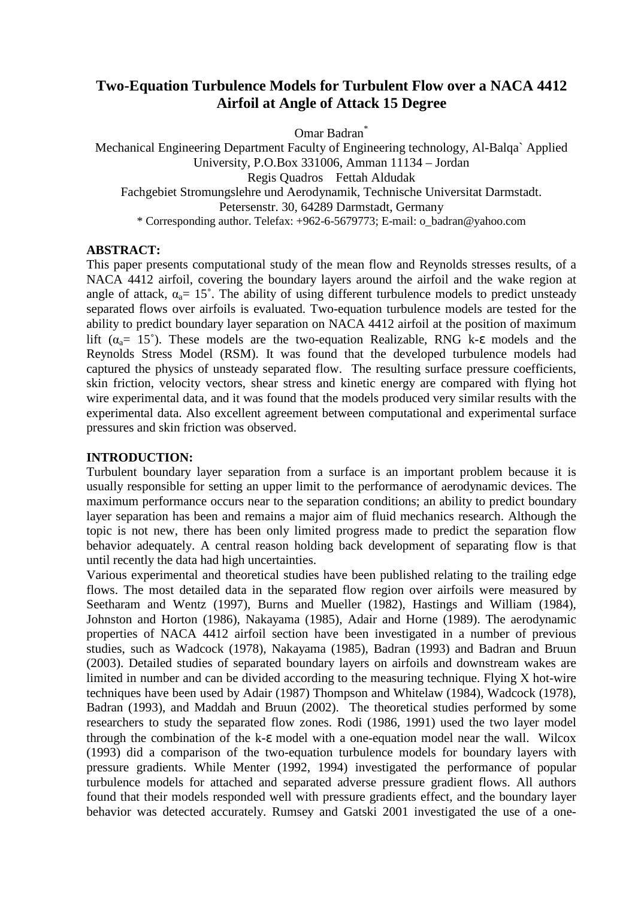# Two-Equation Turbulence Models for Turbulent Flow over a NACA 4412 Airfoil at Angle of Attack 15 Degree

Omar Badran*

Mechanical Engineering Department Faculty of Engineering technology, Al-Balqa` Applied University, P.O.Box 331006, Amman 11134 – Jordan

Regis Quadros Fettah Aldudak

Fachgebiet Stromungslehre und Aerodynamik, Technische Universitat Darmstadt. Petersenstr. 30, 64289 Darmstadt, Germany

* Corresponding author. Telefax: +962-6-5679773; E-mail: o_badran@yahoo.com

**ABSTRACT:**

This paper presents computational study of the mean flow and Reynolds stresses results, of a NACA 4412 airfoil, covering the boundary layers around the airfoil and the wake region at angle of attack, $\alpha_a = 15^\circ$. The ability of using different turbulence models to predict unsteady separated flows over airfoils is evaluated. Two-equation turbulence models are tested for the ability to predict boundary layer separation on NACA 4412 airfoil at the position of maximum lift ($\alpha_a = 15^\circ$). These models are the two-equation Realizable, RNG k-ε models and the Reynolds Stress Model (RSM). It was found that the developed turbulence models had captured the physics of unsteady separated flow. The resulting surface pressure coefficients, skin friction, velocity vectors, shear stress and kinetic energy are compared with flying hot wire experimental data, and it was found that the models produced very similar results with the experimental data. Also excellent agreement between computational and experimental surface pressures and skin friction was observed.

**INTRODUCTION:**

Turbulent boundary layer separation from a surface is an important problem because it is usually responsible for setting an upper limit to the performance of aerodynamic devices. The maximum performance occurs near to the separation conditions; an ability to predict boundary layer separation has been and remains a major aim of fluid mechanics research. Although the topic is not new, there has been only limited progress made to predict the separation flow behavior adequately. A central reason holding back development of separating flow is that until recently the data had high uncertainties.

Various experimental and theoretical studies have been published relating to the trailing edge flows. The most detailed data in the separated flow region over airfoils were measured by Seetharam and Wentz (1997), Burns and Mueller (1982), Hastings and William (1984), Johnston and Horton (1986), Nakayama (1985), Adair and Horne (1989). The aerodynamic properties of NACA 4412 airfoil section have been investigated in a number of previous studies, such as Wadcock (1978), Nakayama (1985), Badran (1993) and Badran and Bruun (2003). Detailed studies of separated boundary layers on airfoils and downstream wakes are limited in number and can be divided according to the measuring technique. Flying X hot-wire techniques have been used by Adair (1987) Thompson and Whitelaw (1984), Wadcock (1978), Badran (1993), and Maddah and Bruun (2002). The theoretical studies performed by some researchers to study the separated flow zones. Rodi (1986, 1991) used the two layer model through the combination of the k-ε model with a one-equation model near the wall. Wilcox (1993) did a comparison of the two-equation turbulence models for boundary layers with pressure gradients. While Menter (1992, 1994) investigated the performance of popular turbulence models for attached and separated adverse pressure gradient flows. All authors found that their models responded well with pressure gradients effect, and the boundary layer behavior was detected accurately. Rumsey and Gatski 2001 investigated the use of a one-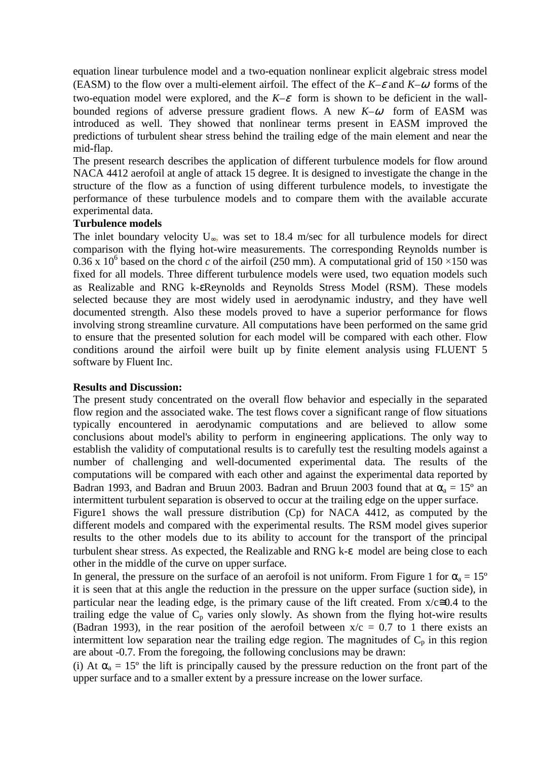equation linear turbulence model and a two-equation nonlinear explicit algebraic stress model (EASM) to the flow over a multi-element airfoil. The effect of the $K$–$\varepsilon$ and $K$–$\omega$ forms of the two-equation model were explored, and the $K$–$\varepsilon$ form is shown to be deficient in the wall-bounded regions of adverse pressure gradient flows. A new $K$–$\omega$ form of EASM was introduced as well. They showed that nonlinear terms present in EASM improved the predictions of turbulent shear stress behind the trailing edge of the main element and near the mid-flap.

The present research describes the application of different turbulence models for flow around NACA 4412 aerofoil at angle of attack 15 degree. It is designed to investigate the change in the structure of the flow as a function of using different turbulence models, to investigate the performance of these turbulence models and to compare them with the available accurate experimental data.

**Turbulence models**

The inlet boundary velocity $U_\infty$, was set to 18.4 m/sec for all turbulence models for direct comparison with the flying hot-wire measurements. The corresponding Reynolds number is $0.36 \times 10^6$ based on the chord *c* of the airfoil (250 mm). A computational grid of 150 ×150 was fixed for all models. Three different turbulence models were used, two equation models such as Realizable and RNG k-εReynolds and Reynolds Stress Model (RSM). These models selected because they are most widely used in aerodynamic industry, and they have well documented strength. Also these models proved to have a superior performance for flows involving strong streamline curvature. All computations have been performed on the same grid to ensure that the presented solution for each model will be compared with each other. Flow conditions around the airfoil were built up by finite element analysis using FLUENT 5 software by Fluent Inc.

**Results and Discussion:**

The present study concentrated on the overall flow behavior and especially in the separated flow region and the associated wake. The test flows cover a significant range of flow situations typically encountered in aerodynamic computations and are believed to allow some conclusions about model's ability to perform in engineering applications. The only way to establish the validity of computational results is to carefully test the resulting models against a number of challenging and well-documented experimental data. The results of the computations will be compared with each other and against the experimental data reported by Badran 1993, and Badran and Bruun 2003. Badran and Bruun 2003 found that at $\alpha_a = 15^\circ$ an intermittent turbulent separation is observed to occur at the trailing edge on the upper surface.

Figure1 shows the wall pressure distribution (Cp) for NACA 4412, as computed by the different models and compared with the experimental results. The RSM model gives superior results to the other models due to its ability to account for the transport of the principal turbulent shear stress. As expected, the Realizable and RNG k-ε model are being close to each other in the middle of the curve on upper surface.

In general, the pressure on the surface of an aerofoil is not uniform. From Figure 1 for $\alpha_a = 15^\circ$ it is seen that at this angle the reduction in the pressure on the upper surface (suction side), in particular near the leading edge, is the primary cause of the lift created. From $x/c \cong 0.4$ to the trailing edge the value of $C_p$ varies only slowly. As shown from the flying hot-wire results (Badran 1993), in the rear position of the aerofoil between $x/c = 0.7$ to 1 there exists an intermittent low separation near the trailing edge region. The magnitudes of $C_p$ in this region are about -0.7. From the foregoing, the following conclusions may be drawn:

(i) At $\alpha_a = 15^\circ$ the lift is principally caused by the pressure reduction on the front part of the upper surface and to a smaller extent by a pressure increase on the lower surface.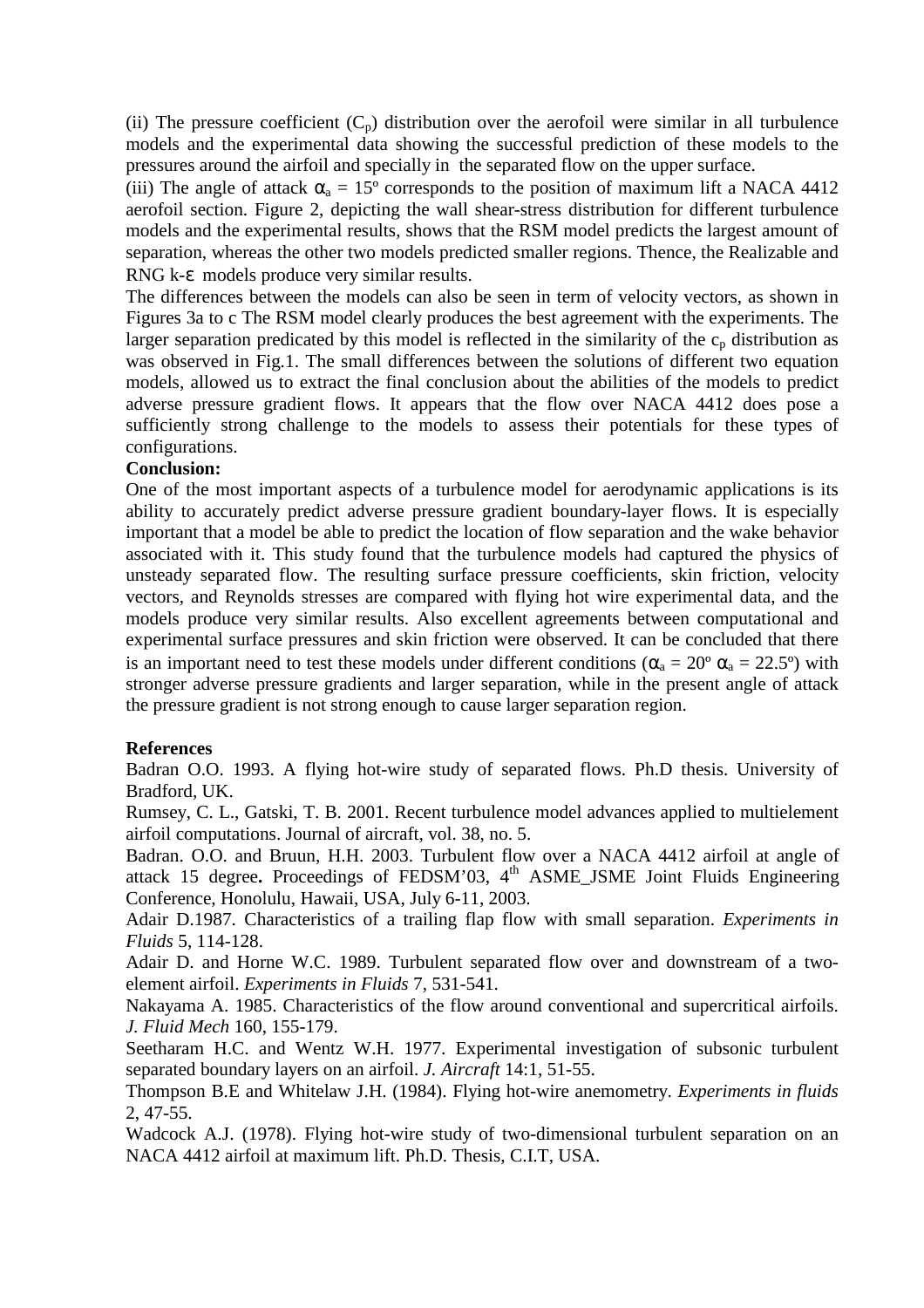(ii) The pressure coefficient ($C_p$) distribution over the aerofoil were similar in all turbulence models and the experimental data showing the successful prediction of these models to the pressures around the airfoil and specially in the separated flow on the upper surface.

(iii) The angle of attack $\alpha_a = 15°$ corresponds to the position of maximum lift a NACA 4412 aerofoil section. Figure 2, depicting the wall shear-stress distribution for different turbulence models and the experimental results, shows that the RSM model predicts the largest amount of separation, whereas the other two models predicted smaller regions. Thence, the Realizable and RNG k-$\varepsilon$ models produce very similar results.

The differences between the models can also be seen in term of velocity vectors, as shown in Figures 3a to c The RSM model clearly produces the best agreement with the experiments. The larger separation predicated by this model is reflected in the similarity of the $c_p$ distribution as was observed in Fig.1. The small differences between the solutions of different two equation models, allowed us to extract the final conclusion about the abilities of the models to predict adverse pressure gradient flows. It appears that the flow over NACA 4412 does pose a sufficiently strong challenge to the models to assess their potentials for these types of configurations.

**Conclusion:**

One of the most important aspects of a turbulence model for aerodynamic applications is its ability to accurately predict adverse pressure gradient boundary-layer flows. It is especially important that a model be able to predict the location of flow separation and the wake behavior associated with it. This study found that the turbulence models had captured the physics of unsteady separated flow. The resulting surface pressure coefficients, skin friction, velocity vectors, and Reynolds stresses are compared with flying hot wire experimental data, and the models produce very similar results. Also excellent agreements between computational and experimental surface pressures and skin friction were observed. It can be concluded that there is an important need to test these models under different conditions ($\alpha_a = 20°$ $\alpha_a = 22.5°$) with stronger adverse pressure gradients and larger separation, while in the present angle of attack the pressure gradient is not strong enough to cause larger separation region.

**References**

Badran O.O. 1993. A flying hot-wire study of separated flows. Ph.D thesis. University of Bradford, UK.

Rumsey, C. L., Gatski, T. B. 2001. Recent turbulence model advances applied to multielement airfoil computations. Journal of aircraft, vol. 38, no. 5.

Badran. O.O. and Bruun, H.H. 2003. Turbulent flow over a NACA 4412 airfoil at angle of attack 15 degree**.** Proceedings of FEDSM'03, 4th ASME_JSME Joint Fluids Engineering Conference, Honolulu, Hawaii, USA, July 6-11, 2003.

Adair D.1987. Characteristics of a trailing flap flow with small separation. *Experiments in Fluids* 5, 114-128.

Adair D. and Horne W.C. 1989. Turbulent separated flow over and downstream of a two-element airfoil. *Experiments in Fluids* 7, 531-541.

Nakayama A. 1985. Characteristics of the flow around conventional and supercritical airfoils. *J. Fluid Mech* 160, 155-179.

Seetharam H.C. and Wentz W.H. 1977. Experimental investigation of subsonic turbulent separated boundary layers on an airfoil. *J. Aircraft* 14:1, 51-55.

Thompson B.E and Whitelaw J.H. (1984). Flying hot-wire anemometry. *Experiments in fluids* 2, 47-55.

Wadcock A.J. (1978). Flying hot-wire study of two-dimensional turbulent separation on an NACA 4412 airfoil at maximum lift. Ph.D. Thesis, C.I.T, USA.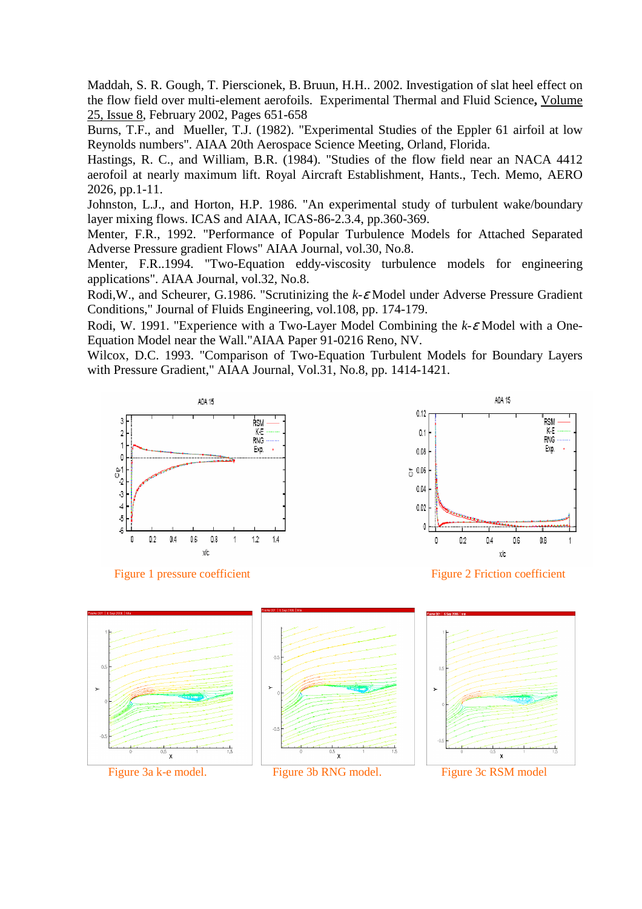Maddah, S. R. Gough, T. Pierscionek, B. Bruun, H.H.. 2002. Investigation of slat heel effect on the flow field over multi-element aerofoils. Experimental Thermal and Fluid Science, Volume 25, Issue 8, February 2002, Pages 651-658

Burns, T.F., and Mueller, T.J. (1982). "Experimental Studies of the Eppler 61 airfoil at low Reynolds numbers". AIAA 20th Aerospace Science Meeting, Orland, Florida.

Hastings, R. C., and William, B.R. (1984). "Studies of the flow field near an NACA 4412 aerofoil at nearly maximum lift. Royal Aircraft Establishment, Hants., Tech. Memo, AERO 2026, pp.1-11.

Johnston, L.J., and Horton, H.P. 1986. "An experimental study of turbulent wake/boundary layer mixing flows. ICAS and AIAA, ICAS-86-2.3.4, pp.360-369.

Menter, F.R., 1992. "Performance of Popular Turbulence Models for Attached Separated Adverse Pressure gradient Flows" AIAA Journal, vol.30, No.8.

Menter, F.R..1994. "Two-Equation eddy-viscosity turbulence models for engineering applications". AIAA Journal, vol.32, No.8.

Rodi,W., and Scheurer, G.1986. "Scrutinizing the *k*-$\varepsilon$ Model under Adverse Pressure Gradient Conditions," Journal of Fluids Engineering, vol.108, pp. 174-179.

Rodi, W. 1991. "Experience with a Two-Layer Model Combining the *k*-$\varepsilon$ Model with a One-Equation Model near the Wall."AIAA Paper 91-0216 Reno, NV.

Wilcox, D.C. 1993. "Comparison of Two-Equation Turbulent Models for Boundary Layers with Pressure Gradient," AIAA Journal, Vol.31, No.8, pp. 1414-1421.

AOA 15
RSM
K-E
RNG
Exp.
Cp
x/c

Figure 1 pressure coefficient

AOA 15
RSM
K-E
RNG
Exp.
Cf
x/c

Figure 2 Friction coefficient

Figure 3a k-e model.

Figure 3b RNG model.

Figure 3c RSM model